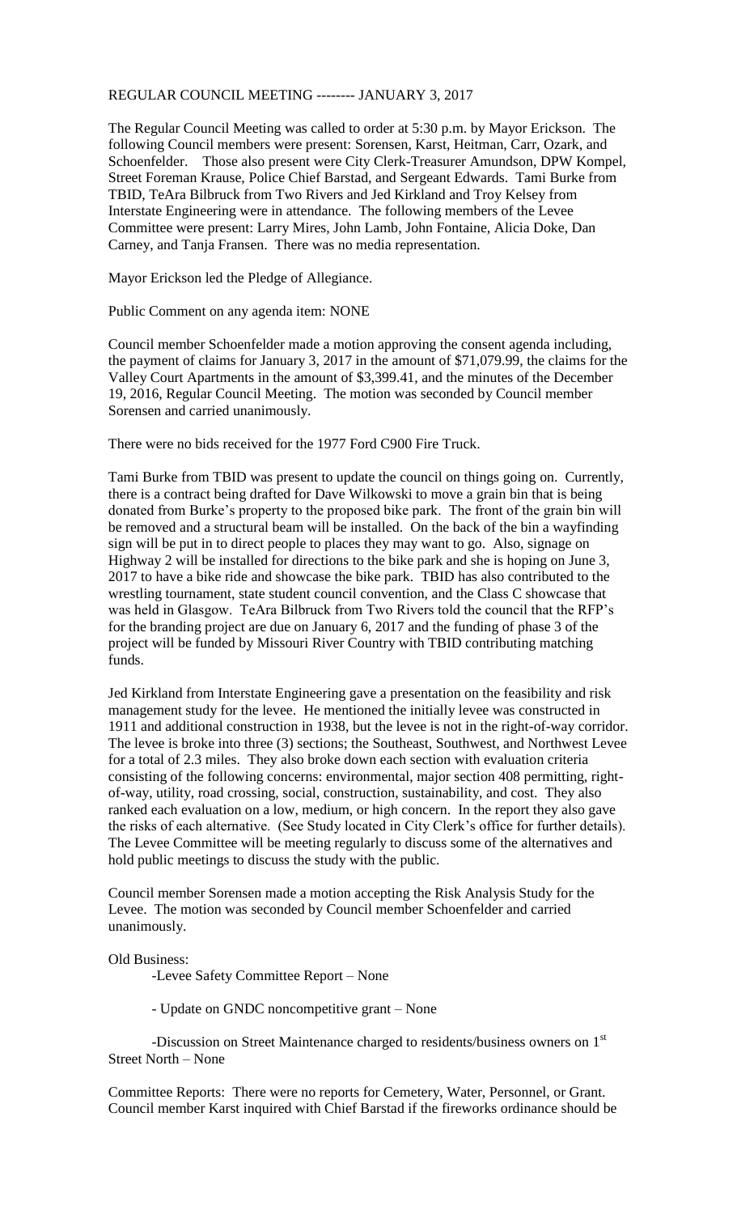REGULAR COUNCIL MEETING -------- JANUARY 3, 2017

The Regular Council Meeting was called to order at 5:30 p.m. by Mayor Erickson. The following Council members were present: Sorensen, Karst, Heitman, Carr, Ozark, and Schoenfelder. Those also present were City Clerk-Treasurer Amundson, DPW Kompel, Street Foreman Krause, Police Chief Barstad, and Sergeant Edwards. Tami Burke from TBID, TeAra Bilbruck from Two Rivers and Jed Kirkland and Troy Kelsey from Interstate Engineering were in attendance. The following members of the Levee Committee were present: Larry Mires, John Lamb, John Fontaine, Alicia Doke, Dan Carney, and Tanja Fransen. There was no media representation.

Mayor Erickson led the Pledge of Allegiance.

Public Comment on any agenda item: NONE

Council member Schoenfelder made a motion approving the consent agenda including, the payment of claims for January 3, 2017 in the amount of $71,079.99, the claims for the Valley Court Apartments in the amount of $3,399.41, and the minutes of the December 19, 2016, Regular Council Meeting. The motion was seconded by Council member Sorensen and carried unanimously.

There were no bids received for the 1977 Ford C900 Fire Truck.

Tami Burke from TBID was present to update the council on things going on. Currently, there is a contract being drafted for Dave Wilkowski to move a grain bin that is being donated from Burke's property to the proposed bike park. The front of the grain bin will be removed and a structural beam will be installed. On the back of the bin a wayfinding sign will be put in to direct people to places they may want to go. Also, signage on Highway 2 will be installed for directions to the bike park and she is hoping on June 3, 2017 to have a bike ride and showcase the bike park. TBID has also contributed to the wrestling tournament, state student council convention, and the Class C showcase that was held in Glasgow. TeAra Bilbruck from Two Rivers told the council that the RFP's for the branding project are due on January 6, 2017 and the funding of phase 3 of the project will be funded by Missouri River Country with TBID contributing matching funds.

Jed Kirkland from Interstate Engineering gave a presentation on the feasibility and risk management study for the levee. He mentioned the initially levee was constructed in 1911 and additional construction in 1938, but the levee is not in the right-of-way corridor. The levee is broke into three (3) sections; the Southeast, Southwest, and Northwest Levee for a total of 2.3 miles. They also broke down each section with evaluation criteria consisting of the following concerns: environmental, major section 408 permitting, right-of-way, utility, road crossing, social, construction, sustainability, and cost. They also ranked each evaluation on a low, medium, or high concern. In the report they also gave the risks of each alternative. (See Study located in City Clerk's office for further details). The Levee Committee will be meeting regularly to discuss some of the alternatives and hold public meetings to discuss the study with the public.

Council member Sorensen made a motion accepting the Risk Analysis Study for the Levee. The motion was seconded by Council member Schoenfelder and carried unanimously.

Old Business:

- Levee Safety Committee Report – None
- Update on GNDC noncompetitive grant – None
- Discussion on Street Maintenance charged to residents/business owners on 1st Street North – None

Committee Reports: There were no reports for Cemetery, Water, Personnel, or Grant. Council member Karst inquired with Chief Barstad if the fireworks ordinance should be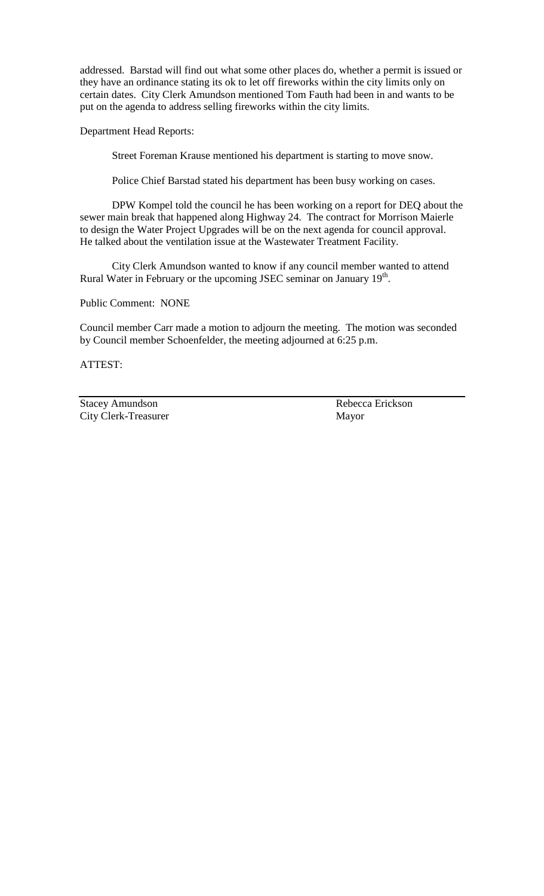addressed. Barstad will find out what some other places do, whether a permit is issued or they have an ordinance stating its ok to let off fireworks within the city limits only on certain dates. City Clerk Amundson mentioned Tom Fauth had been in and wants to be put on the agenda to address selling fireworks within the city limits.

Department Head Reports:

Street Foreman Krause mentioned his department is starting to move snow.

Police Chief Barstad stated his department has been busy working on cases.

DPW Kompel told the council he has been working on a report for DEQ about the sewer main break that happened along Highway 24. The contract for Morrison Maierle to design the Water Project Upgrades will be on the next agenda for council approval. He talked about the ventilation issue at the Wastewater Treatment Facility.

City Clerk Amundson wanted to know if any council member wanted to attend Rural Water in February or the upcoming JSEC seminar on January 19th.

Public Comment: NONE

Council member Carr made a motion to adjourn the meeting. The motion was seconded by Council member Schoenfelder, the meeting adjourned at 6:25 p.m.

ATTEST:

Stacey Amundson
City Clerk-Treasurer

Rebecca Erickson
Mayor